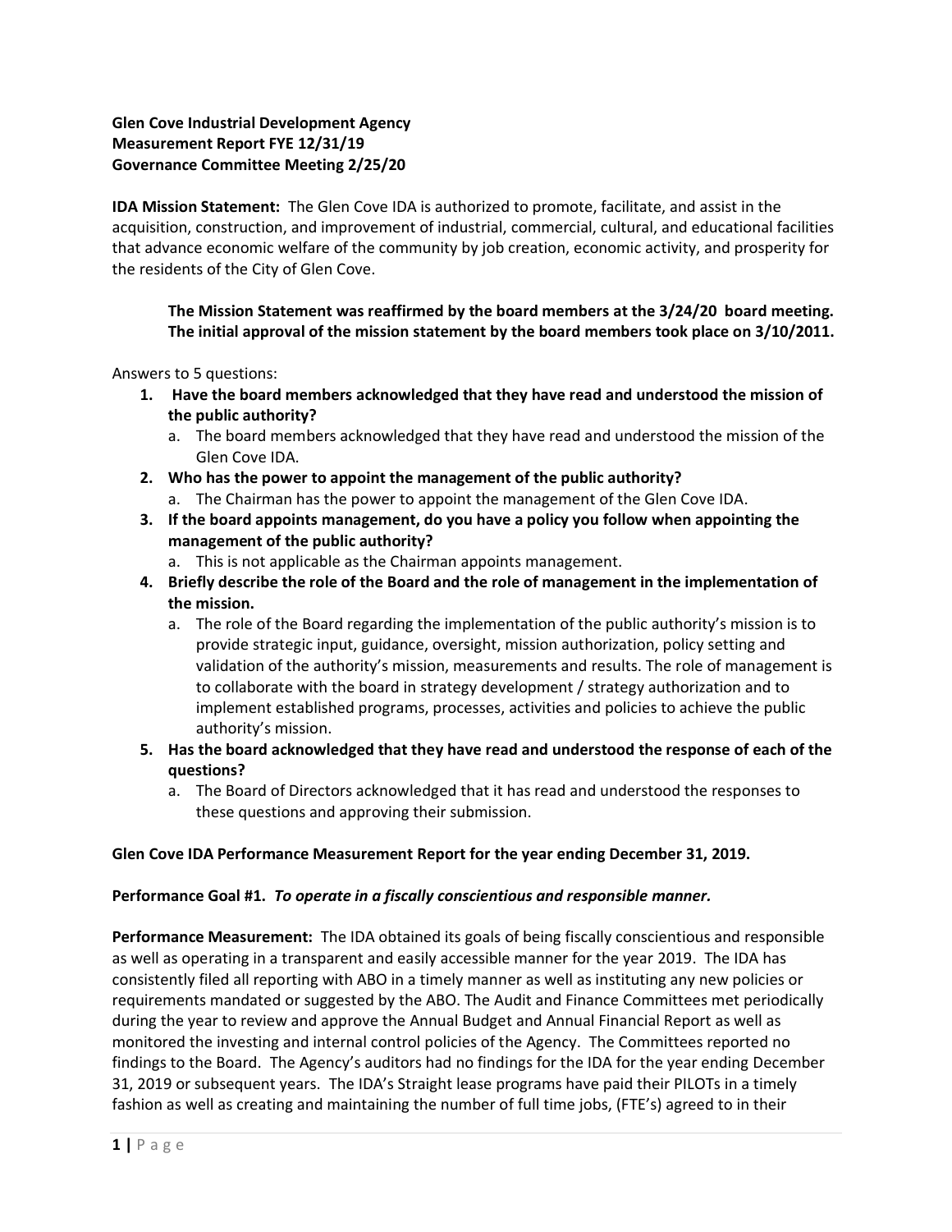**Glen Cove Industrial Development Agency**
**Measurement Report FYE 12/31/19**
**Governance Committee Meeting 2/25/20**

**IDA Mission Statement:** The Glen Cove IDA is authorized to promote, facilitate, and assist in the acquisition, construction, and improvement of industrial, commercial, cultural, and educational facilities that advance economic welfare of the community by job creation, economic activity, and prosperity for the residents of the City of Glen Cove.

> **The Mission Statement was reaffirmed by the board members at the 3/24/20 board meeting. The initial approval of the mission statement by the board members took place on 3/10/2011.**

Answers to 5 questions:

1. **Have the board members acknowledged that they have read and understood the mission of the public authority?**
   a. The board members acknowledged that they have read and understood the mission of the Glen Cove IDA.
2. **Who has the power to appoint the management of the public authority?**
   a. The Chairman has the power to appoint the management of the Glen Cove IDA.
3. **If the board appoints management, do you have a policy you follow when appointing the management of the public authority?**
   a. This is not applicable as the Chairman appoints management.
4. **Briefly describe the role of the Board and the role of management in the implementation of the mission.**
   a. The role of the Board regarding the implementation of the public authority's mission is to provide strategic input, guidance, oversight, mission authorization, policy setting and validation of the authority's mission, measurements and results. The role of management is to collaborate with the board in strategy development / strategy authorization and to implement established programs, processes, activities and policies to achieve the public authority's mission.
5. **Has the board acknowledged that they have read and understood the response of each of the questions?**
   a. The Board of Directors acknowledged that it has read and understood the responses to these questions and approving their submission.

**Glen Cove IDA Performance Measurement Report for the year ending December 31, 2019.**

**Performance Goal #1.** ***To operate in a fiscally conscientious and responsible manner.***

**Performance Measurement:** The IDA obtained its goals of being fiscally conscientious and responsible as well as operating in a transparent and easily accessible manner for the year 2019. The IDA has consistently filed all reporting with ABO in a timely manner as well as instituting any new policies or requirements mandated or suggested by the ABO. The Audit and Finance Committees met periodically during the year to review and approve the Annual Budget and Annual Financial Report as well as monitored the investing and internal control policies of the Agency. The Committees reported no findings to the Board. The Agency's auditors had no findings for the IDA for the year ending December 31, 2019 or subsequent years. The IDA's Straight lease programs have paid their PILOTs in a timely fashion as well as creating and maintaining the number of full time jobs, (FTE's) agreed to in their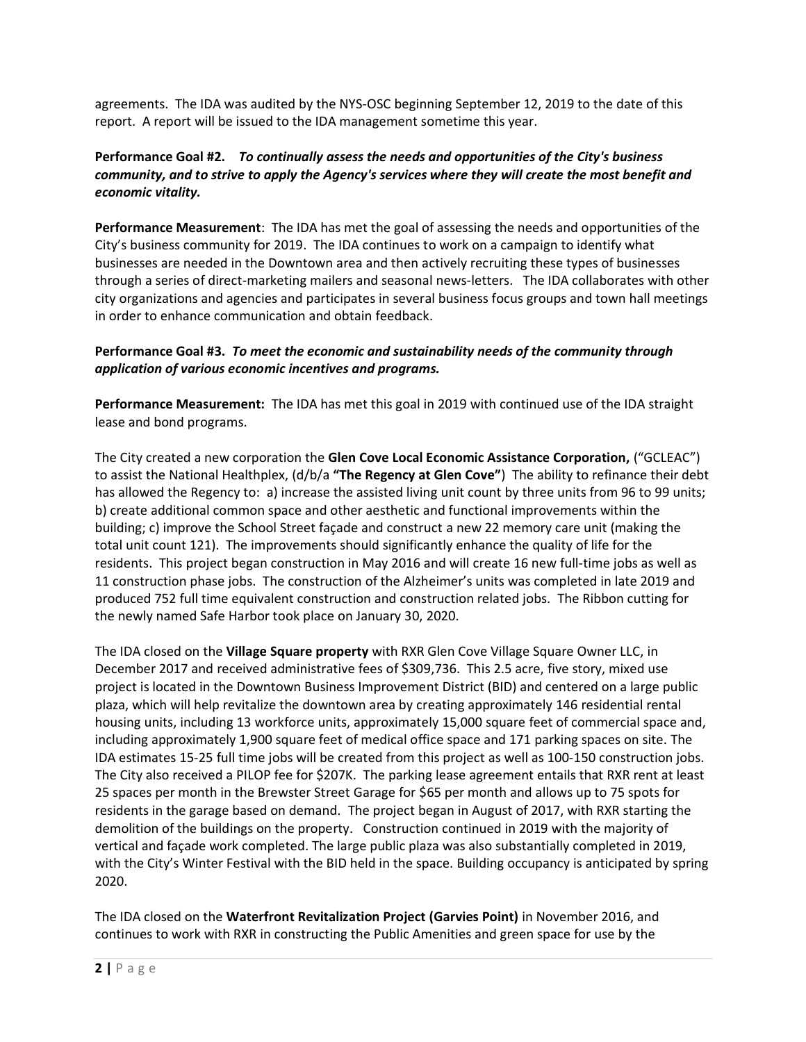agreements. The IDA was audited by the NYS-OSC beginning September 12, 2019 to the date of this report. A report will be issued to the IDA management sometime this year.

**Performance Goal #2.** ***To continually assess the needs and opportunities of the City's business community, and to strive to apply the Agency's services where they will create the most benefit and economic vitality.***

**Performance Measurement**: The IDA has met the goal of assessing the needs and opportunities of the City's business community for 2019. The IDA continues to work on a campaign to identify what businesses are needed in the Downtown area and then actively recruiting these types of businesses through a series of direct-marketing mailers and seasonal news-letters. The IDA collaborates with other city organizations and agencies and participates in several business focus groups and town hall meetings in order to enhance communication and obtain feedback.

**Performance Goal #3.** ***To meet the economic and sustainability needs of the community through application of various economic incentives and programs.***

**Performance Measurement:** The IDA has met this goal in 2019 with continued use of the IDA straight lease and bond programs.

The City created a new corporation the **Glen Cove Local Economic Assistance Corporation,** ("GCLEAC") to assist the National Healthplex, (d/b/a **"The Regency at Glen Cove"**) The ability to refinance their debt has allowed the Regency to: a) increase the assisted living unit count by three units from 96 to 99 units; b) create additional common space and other aesthetic and functional improvements within the building; c) improve the School Street façade and construct a new 22 memory care unit (making the total unit count 121). The improvements should significantly enhance the quality of life for the residents. This project began construction in May 2016 and will create 16 new full-time jobs as well as 11 construction phase jobs. The construction of the Alzheimer's units was completed in late 2019 and produced 752 full time equivalent construction and construction related jobs. The Ribbon cutting for the newly named Safe Harbor took place on January 30, 2020.

The IDA closed on the **Village Square property** with RXR Glen Cove Village Square Owner LLC, in December 2017 and received administrative fees of $309,736. This 2.5 acre, five story, mixed use project is located in the Downtown Business Improvement District (BID) and centered on a large public plaza, which will help revitalize the downtown area by creating approximately 146 residential rental housing units, including 13 workforce units, approximately 15,000 square feet of commercial space and, including approximately 1,900 square feet of medical office space and 171 parking spaces on site. The IDA estimates 15-25 full time jobs will be created from this project as well as 100-150 construction jobs. The City also received a PILOP fee for $207K. The parking lease agreement entails that RXR rent at least 25 spaces per month in the Brewster Street Garage for $65 per month and allows up to 75 spots for residents in the garage based on demand. The project began in August of 2017, with RXR starting the demolition of the buildings on the property. Construction continued in 2019 with the majority of vertical and façade work completed. The large public plaza was also substantially completed in 2019, with the City's Winter Festival with the BID held in the space. Building occupancy is anticipated by spring 2020.

The IDA closed on the **Waterfront Revitalization Project (Garvies Point)** in November 2016, and continues to work with RXR in constructing the Public Amenities and green space for use by the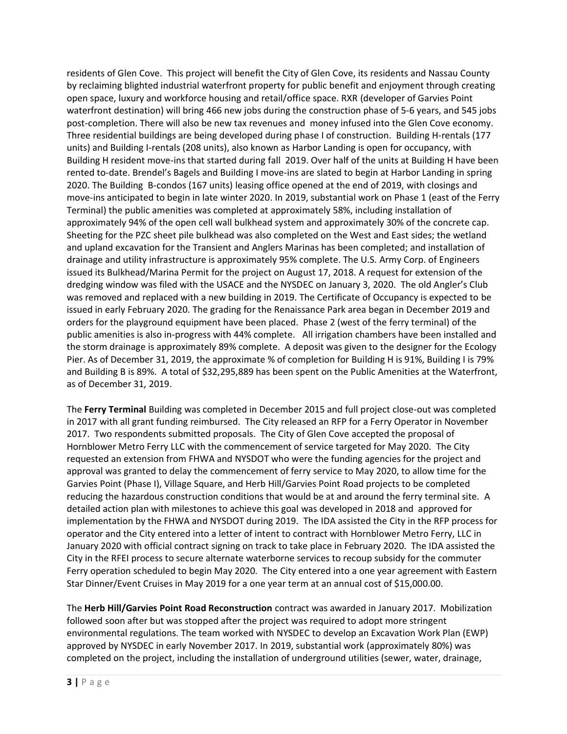residents of Glen Cove. This project will benefit the City of Glen Cove, its residents and Nassau County by reclaiming blighted industrial waterfront property for public benefit and enjoyment through creating open space, luxury and workforce housing and retail/office space. RXR (developer of Garvies Point waterfront destination) will bring 466 new jobs during the construction phase of 5-6 years, and 545 jobs post-completion. There will also be new tax revenues and money infused into the Glen Cove economy. Three residential buildings are being developed during phase I of construction. Building H-rentals (177 units) and Building I-rentals (208 units), also known as Harbor Landing is open for occupancy, with Building H resident move-ins that started during fall 2019. Over half of the units at Building H have been rented to-date. Brendel's Bagels and Building I move-ins are slated to begin at Harbor Landing in spring 2020. The Building B-condos (167 units) leasing office opened at the end of 2019, with closings and move-ins anticipated to begin in late winter 2020. In 2019, substantial work on Phase 1 (east of the Ferry Terminal) the public amenities was completed at approximately 58%, including installation of approximately 94% of the open cell wall bulkhead system and approximately 30% of the concrete cap. Sheeting for the PZC sheet pile bulkhead was also completed on the West and East sides; the wetland and upland excavation for the Transient and Anglers Marinas has been completed; and installation of drainage and utility infrastructure is approximately 95% complete. The U.S. Army Corp. of Engineers issued its Bulkhead/Marina Permit for the project on August 17, 2018. A request for extension of the dredging window was filed with the USACE and the NYSDEC on January 3, 2020. The old Angler's Club was removed and replaced with a new building in 2019. The Certificate of Occupancy is expected to be issued in early February 2020. The grading for the Renaissance Park area began in December 2019 and orders for the playground equipment have been placed. Phase 2 (west of the ferry terminal) of the public amenities is also in-progress with 44% complete. All irrigation chambers have been installed and the storm drainage is approximately 89% complete. A deposit was given to the designer for the Ecology Pier. As of December 31, 2019, the approximate % of completion for Building H is 91%, Building I is 79% and Building B is 89%. A total of $32,295,889 has been spent on the Public Amenities at the Waterfront, as of December 31, 2019.

The **Ferry Terminal** Building was completed in December 2015 and full project close-out was completed in 2017 with all grant funding reimbursed. The City released an RFP for a Ferry Operator in November 2017. Two respondents submitted proposals. The City of Glen Cove accepted the proposal of Hornblower Metro Ferry LLC with the commencement of service targeted for May 2020. The City requested an extension from FHWA and NYSDOT who were the funding agencies for the project and approval was granted to delay the commencement of ferry service to May 2020, to allow time for the Garvies Point (Phase I), Village Square, and Herb Hill/Garvies Point Road projects to be completed reducing the hazardous construction conditions that would be at and around the ferry terminal site. A detailed action plan with milestones to achieve this goal was developed in 2018 and approved for implementation by the FHWA and NYSDOT during 2019. The IDA assisted the City in the RFP process for operator and the City entered into a letter of intent to contract with Hornblower Metro Ferry, LLC in January 2020 with official contract signing on track to take place in February 2020. The IDA assisted the City in the RFEI process to secure alternate waterborne services to recoup subsidy for the commuter Ferry operation scheduled to begin May 2020. The City entered into a one year agreement with Eastern Star Dinner/Event Cruises in May 2019 for a one year term at an annual cost of $15,000.00.

The **Herb Hill/Garvies Point Road Reconstruction** contract was awarded in January 2017. Mobilization followed soon after but was stopped after the project was required to adopt more stringent environmental regulations. The team worked with NYSDEC to develop an Excavation Work Plan (EWP) approved by NYSDEC in early November 2017. In 2019, substantial work (approximately 80%) was completed on the project, including the installation of underground utilities (sewer, water, drainage,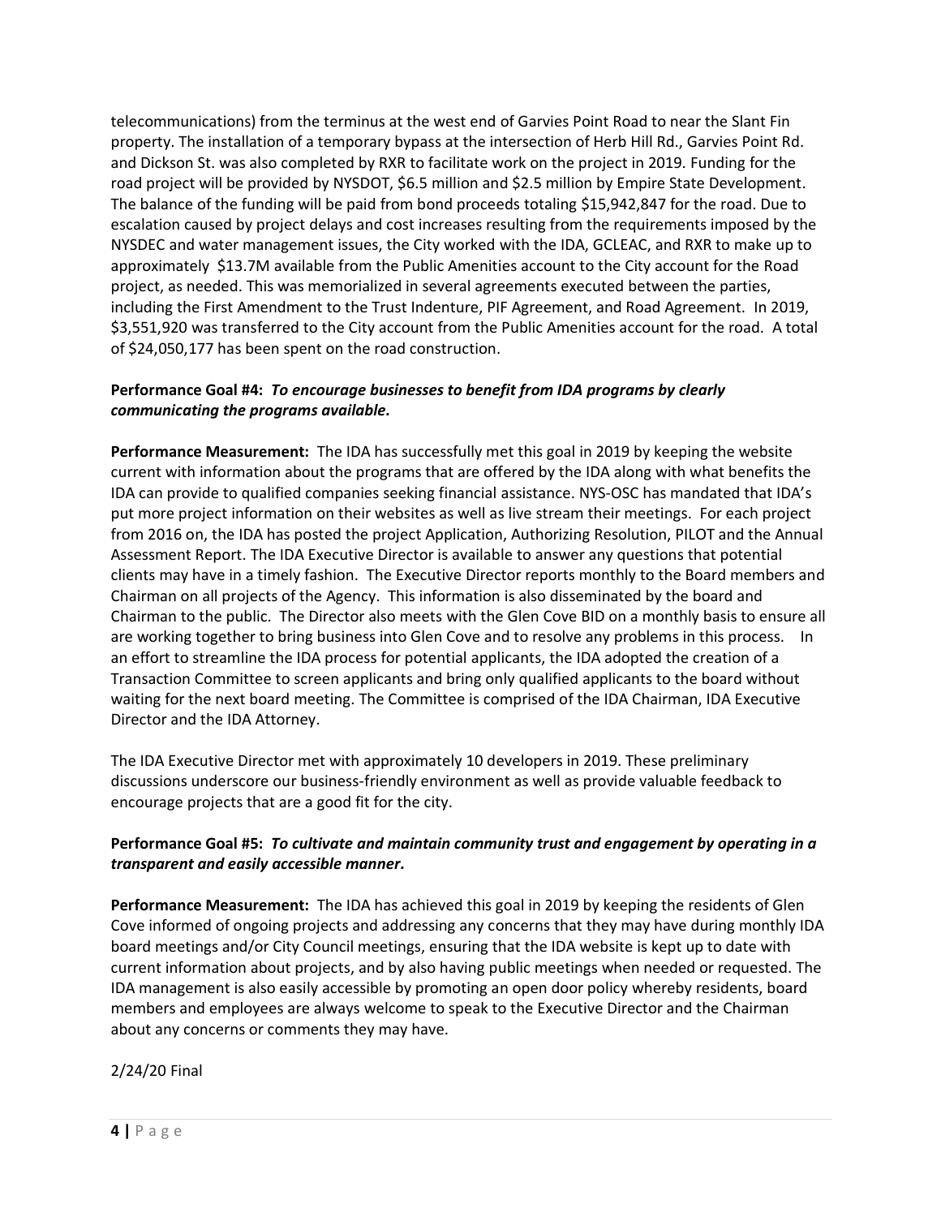telecommunications) from the terminus at the west end of Garvies Point Road to near the Slant Fin property. The installation of a temporary bypass at the intersection of Herb Hill Rd., Garvies Point Rd. and Dickson St. was also completed by RXR to facilitate work on the project in 2019. Funding for the road project will be provided by NYSDOT, $6.5 million and $2.5 million by Empire State Development. The balance of the funding will be paid from bond proceeds totaling $15,942,847 for the road. Due to escalation caused by project delays and cost increases resulting from the requirements imposed by the NYSDEC and water management issues, the City worked with the IDA, GCLEAC, and RXR to make up to approximately $13.7M available from the Public Amenities account to the City account for the Road project, as needed. This was memorialized in several agreements executed between the parties, including the First Amendment to the Trust Indenture, PIF Agreement, and Road Agreement. In 2019, $3,551,920 was transferred to the City account from the Public Amenities account for the road. A total of $24,050,177 has been spent on the road construction.

**Performance Goal #4:** ***To encourage businesses to benefit from IDA programs by clearly communicating the programs available.***

**Performance Measurement:** The IDA has successfully met this goal in 2019 by keeping the website current with information about the programs that are offered by the IDA along with what benefits the IDA can provide to qualified companies seeking financial assistance. NYS-OSC has mandated that IDA's put more project information on their websites as well as live stream their meetings. For each project from 2016 on, the IDA has posted the project Application, Authorizing Resolution, PILOT and the Annual Assessment Report. The IDA Executive Director is available to answer any questions that potential clients may have in a timely fashion. The Executive Director reports monthly to the Board members and Chairman on all projects of the Agency. This information is also disseminated by the board and Chairman to the public. The Director also meets with the Glen Cove BID on a monthly basis to ensure all are working together to bring business into Glen Cove and to resolve any problems in this process. In an effort to streamline the IDA process for potential applicants, the IDA adopted the creation of a Transaction Committee to screen applicants and bring only qualified applicants to the board without waiting for the next board meeting. The Committee is comprised of the IDA Chairman, IDA Executive Director and the IDA Attorney.

The IDA Executive Director met with approximately 10 developers in 2019. These preliminary discussions underscore our business-friendly environment as well as provide valuable feedback to encourage projects that are a good fit for the city.

**Performance Goal #5:** ***To cultivate and maintain community trust and engagement by operating in a transparent and easily accessible manner.***

**Performance Measurement:** The IDA has achieved this goal in 2019 by keeping the residents of Glen Cove informed of ongoing projects and addressing any concerns that they may have during monthly IDA board meetings and/or City Council meetings, ensuring that the IDA website is kept up to date with current information about projects, and by also having public meetings when needed or requested. The IDA management is also easily accessible by promoting an open door policy whereby residents, board members and employees are always welcome to speak to the Executive Director and the Chairman about any concerns or comments they may have.

2/24/20 Final